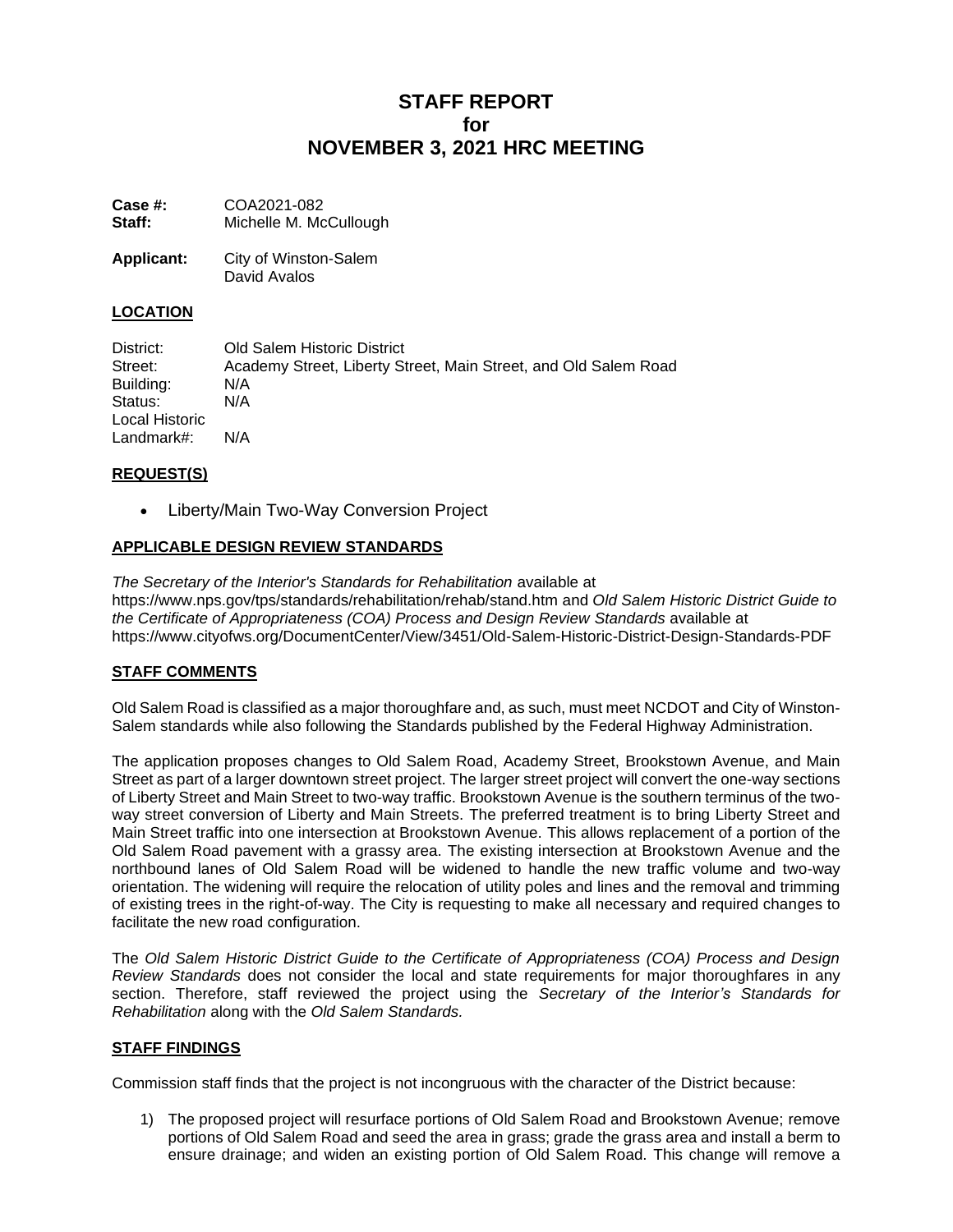# STAFF REPORT
# for
# NOVEMBER 3, 2021 HRC MEETING

**Case #:** COA2021-082
**Staff:** Michelle M. McCullough

**Applicant:** City of Winston-Salem
David Avalos

## LOCATION

District: Old Salem Historic District
Street: Academy Street, Liberty Street, Main Street, and Old Salem Road
Building: N/A
Status: N/A
Local Historic Landmark#: N/A

## REQUEST(S)

- Liberty/Main Two-Way Conversion Project

## APPLICABLE DESIGN REVIEW STANDARDS

*The Secretary of the Interior's Standards for Rehabilitation* available at https://www.nps.gov/tps/standards/rehabilitation/rehab/stand.htm and *Old Salem Historic District Guide to the Certificate of Appropriateness (COA) Process and Design Review Standards* available at https://www.cityofws.org/DocumentCenter/View/3451/Old-Salem-Historic-District-Design-Standards-PDF

## STAFF COMMENTS

Old Salem Road is classified as a major thoroughfare and, as such, must meet NCDOT and City of Winston-Salem standards while also following the Standards published by the Federal Highway Administration.

The application proposes changes to Old Salem Road, Academy Street, Brookstown Avenue, and Main Street as part of a larger downtown street project. The larger street project will convert the one-way sections of Liberty Street and Main Street to two-way traffic. Brookstown Avenue is the southern terminus of the two-way street conversion of Liberty and Main Streets. The preferred treatment is to bring Liberty Street and Main Street traffic into one intersection at Brookstown Avenue. This allows replacement of a portion of the Old Salem Road pavement with a grassy area. The existing intersection at Brookstown Avenue and the northbound lanes of Old Salem Road will be widened to handle the new traffic volume and two-way orientation. The widening will require the relocation of utility poles and lines and the removal and trimming of existing trees in the right-of-way. The City is requesting to make all necessary and required changes to facilitate the new road configuration.

The *Old Salem Historic District Guide to the Certificate of Appropriateness (COA) Process and Design Review Standards* does not consider the local and state requirements for major thoroughfares in any section. Therefore, staff reviewed the project using the *Secretary of the Interior's Standards for Rehabilitation* along with the *Old Salem Standards.*

## STAFF FINDINGS

Commission staff finds that the project is not incongruous with the character of the District because:

1) The proposed project will resurface portions of Old Salem Road and Brookstown Avenue; remove portions of Old Salem Road and seed the area in grass; grade the grass area and install a berm to ensure drainage; and widen an existing portion of Old Salem Road. This change will remove a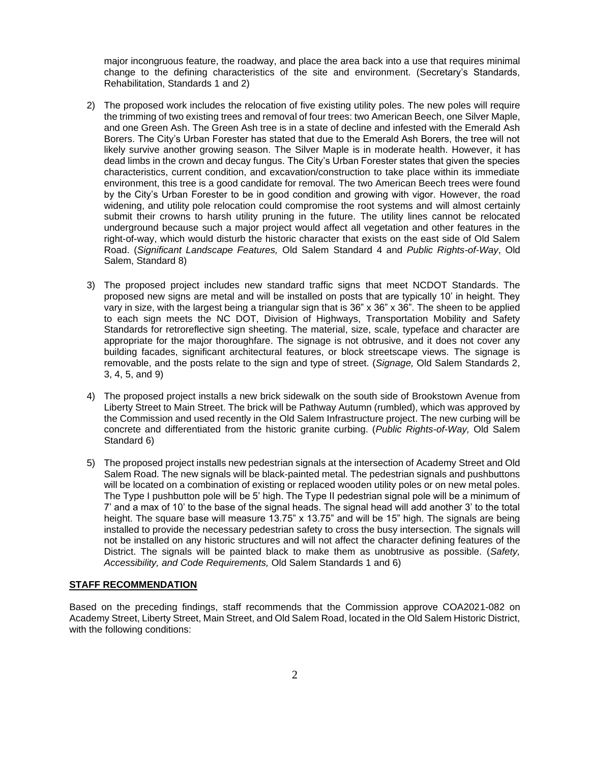major incongruous feature, the roadway, and place the area back into a use that requires minimal change to the defining characteristics of the site and environment. (Secretary's Standards, Rehabilitation, Standards 1 and 2)

2) The proposed work includes the relocation of five existing utility poles. The new poles will require the trimming of two existing trees and removal of four trees: two American Beech, one Silver Maple, and one Green Ash. The Green Ash tree is in a state of decline and infested with the Emerald Ash Borers. The City's Urban Forester has stated that due to the Emerald Ash Borers, the tree will not likely survive another growing season. The Silver Maple is in moderate health. However, it has dead limbs in the crown and decay fungus. The City's Urban Forester states that given the species characteristics, current condition, and excavation/construction to take place within its immediate environment, this tree is a good candidate for removal. The two American Beech trees were found by the City's Urban Forester to be in good condition and growing with vigor. However, the road widening, and utility pole relocation could compromise the root systems and will almost certainly submit their crowns to harsh utility pruning in the future. The utility lines cannot be relocated underground because such a major project would affect all vegetation and other features in the right-of-way, which would disturb the historic character that exists on the east side of Old Salem Road. (*Significant Landscape Features,* Old Salem Standard 4 and *Public Rights-of-Way*, Old Salem, Standard 8)

3) The proposed project includes new standard traffic signs that meet NCDOT Standards. The proposed new signs are metal and will be installed on posts that are typically 10' in height. They vary in size, with the largest being a triangular sign that is 36" x 36" x 36". The sheen to be applied to each sign meets the NC DOT, Division of Highways, Transportation Mobility and Safety Standards for retroreflective sign sheeting. The material, size, scale, typeface and character are appropriate for the major thoroughfare. The signage is not obtrusive, and it does not cover any building facades, significant architectural features, or block streetscape views. The signage is removable, and the posts relate to the sign and type of street. (*Signage,* Old Salem Standards 2, 3, 4, 5, and 9)

4) The proposed project installs a new brick sidewalk on the south side of Brookstown Avenue from Liberty Street to Main Street. The brick will be Pathway Autumn (rumbled), which was approved by the Commission and used recently in the Old Salem Infrastructure project. The new curbing will be concrete and differentiated from the historic granite curbing. (*Public Rights-of-Way,* Old Salem Standard 6)

5) The proposed project installs new pedestrian signals at the intersection of Academy Street and Old Salem Road. The new signals will be black-painted metal. The pedestrian signals and pushbuttons will be located on a combination of existing or replaced wooden utility poles or on new metal poles. The Type I pushbutton pole will be 5' high. The Type II pedestrian signal pole will be a minimum of 7' and a max of 10' to the base of the signal heads. The signal head will add another 3' to the total height. The square base will measure 13.75" x 13.75" and will be 15" high. The signals are being installed to provide the necessary pedestrian safety to cross the busy intersection. The signals will not be installed on any historic structures and will not affect the character defining features of the District. The signals will be painted black to make them as unobtrusive as possible. (*Safety, Accessibility, and Code Requirements,* Old Salem Standards 1 and 6)

**STAFF RECOMMENDATION**

Based on the preceding findings, staff recommends that the Commission approve COA2021-082 on Academy Street, Liberty Street, Main Street, and Old Salem Road, located in the Old Salem Historic District, with the following conditions: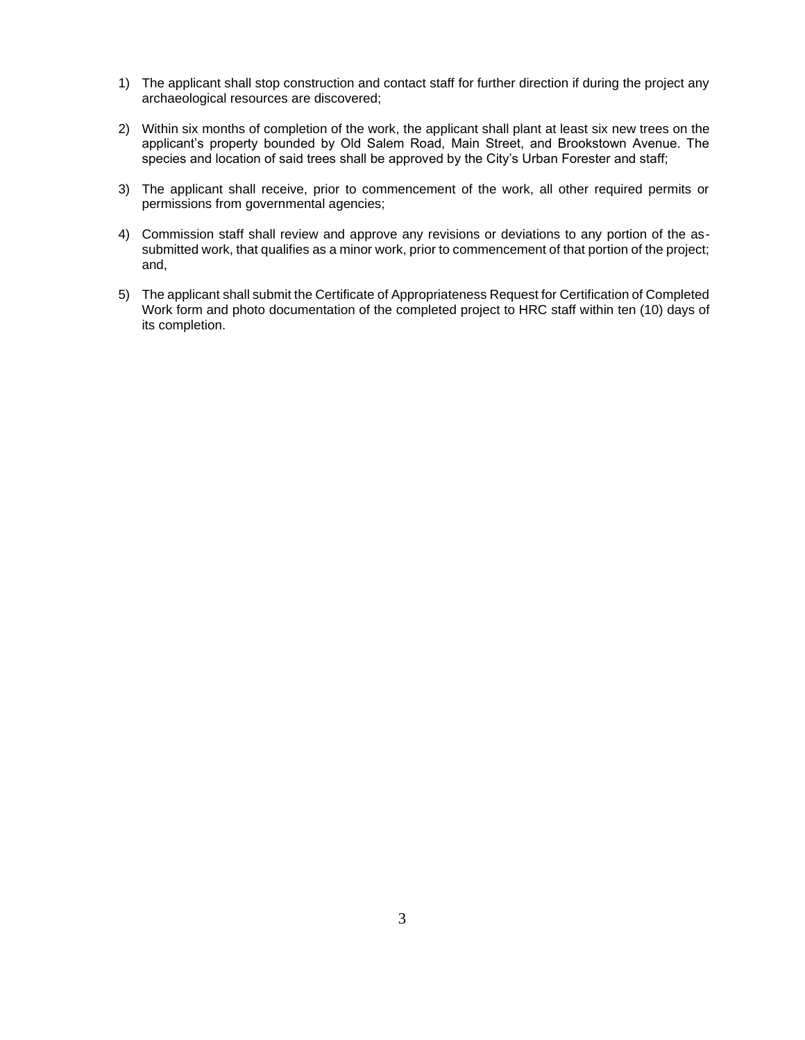1) The applicant shall stop construction and contact staff for further direction if during the project any archaeological resources are discovered;

2) Within six months of completion of the work, the applicant shall plant at least six new trees on the applicant's property bounded by Old Salem Road, Main Street, and Brookstown Avenue. The species and location of said trees shall be approved by the City's Urban Forester and staff;

3) The applicant shall receive, prior to commencement of the work, all other required permits or permissions from governmental agencies;

4) Commission staff shall review and approve any revisions or deviations to any portion of the as-submitted work, that qualifies as a minor work, prior to commencement of that portion of the project; and,

5) The applicant shall submit the Certificate of Appropriateness Request for Certification of Completed Work form and photo documentation of the completed project to HRC staff within ten (10) days of its completion.